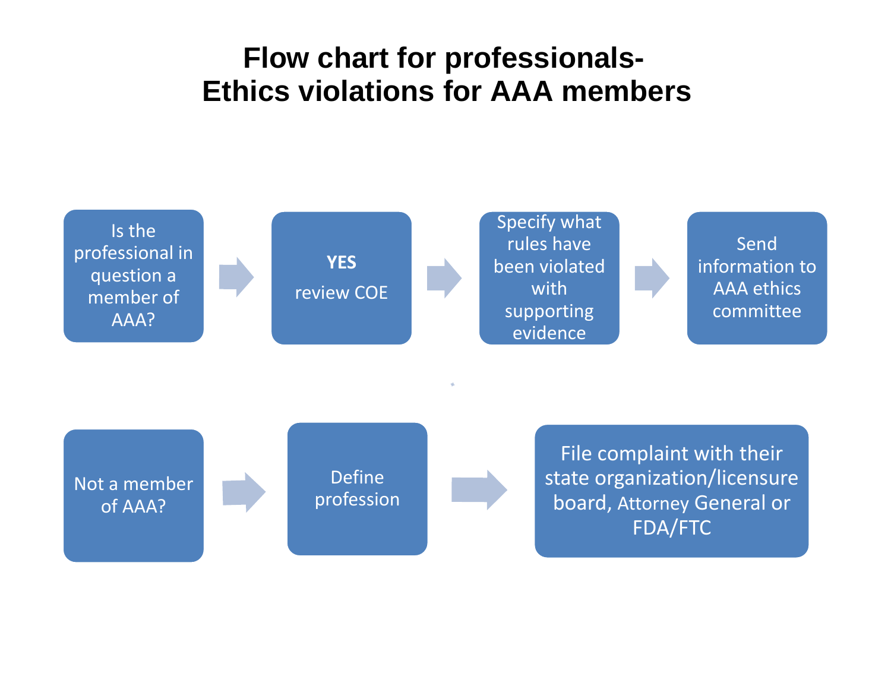# Flow chart for professionals- Ethics violations for AAA members

Is the professional in question a member of AAA?

**YES**

review COE

Specify what rules have been violated with supporting evidence

Send information to AAA ethics committee

Not a member of AAA?

Define profession

File complaint with their state organization/licensure board, Attorney General or FDA/FTC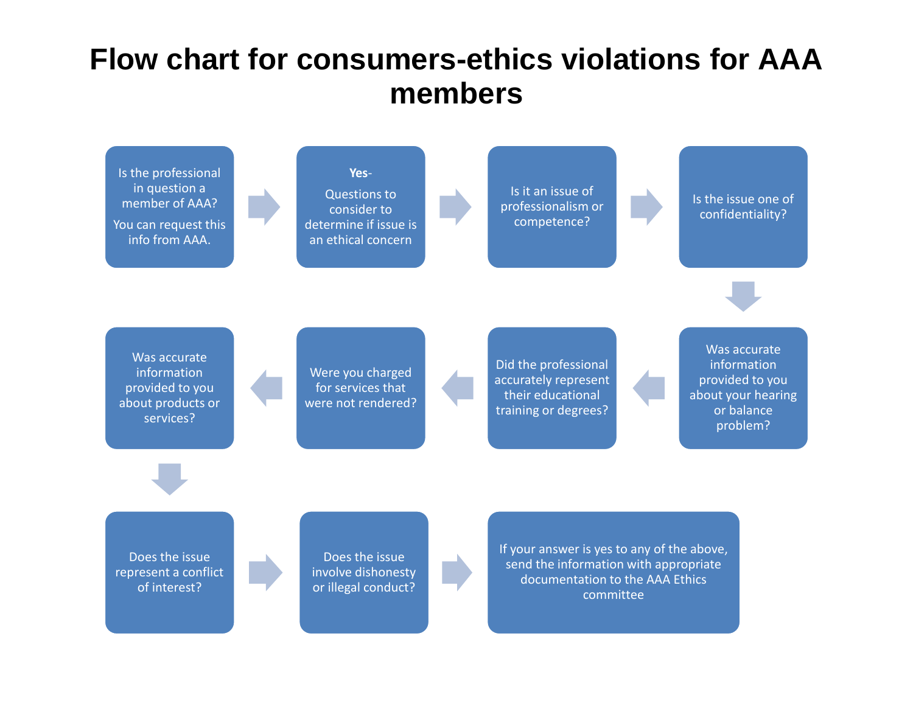# Flow chart for consumers-ethics violations for AAA members

Is the professional in question a member of AAA?

You can request this info from AAA.

**Yes-**

Questions to consider to determine if issue is an ethical concern

Is it an issue of professionalism or competence?

Is the issue one of confidentiality?

Was accurate information provided to you about your hearing or balance problem?

Did the professional accurately represent their educational training or degrees?

Were you charged for services that were not rendered?

Was accurate information provided to you about products or services?

Does the issue represent a conflict of interest?

Does the issue involve dishonesty or illegal conduct?

If your answer is yes to any of the above, send the information with appropriate documentation to the AAA Ethics committee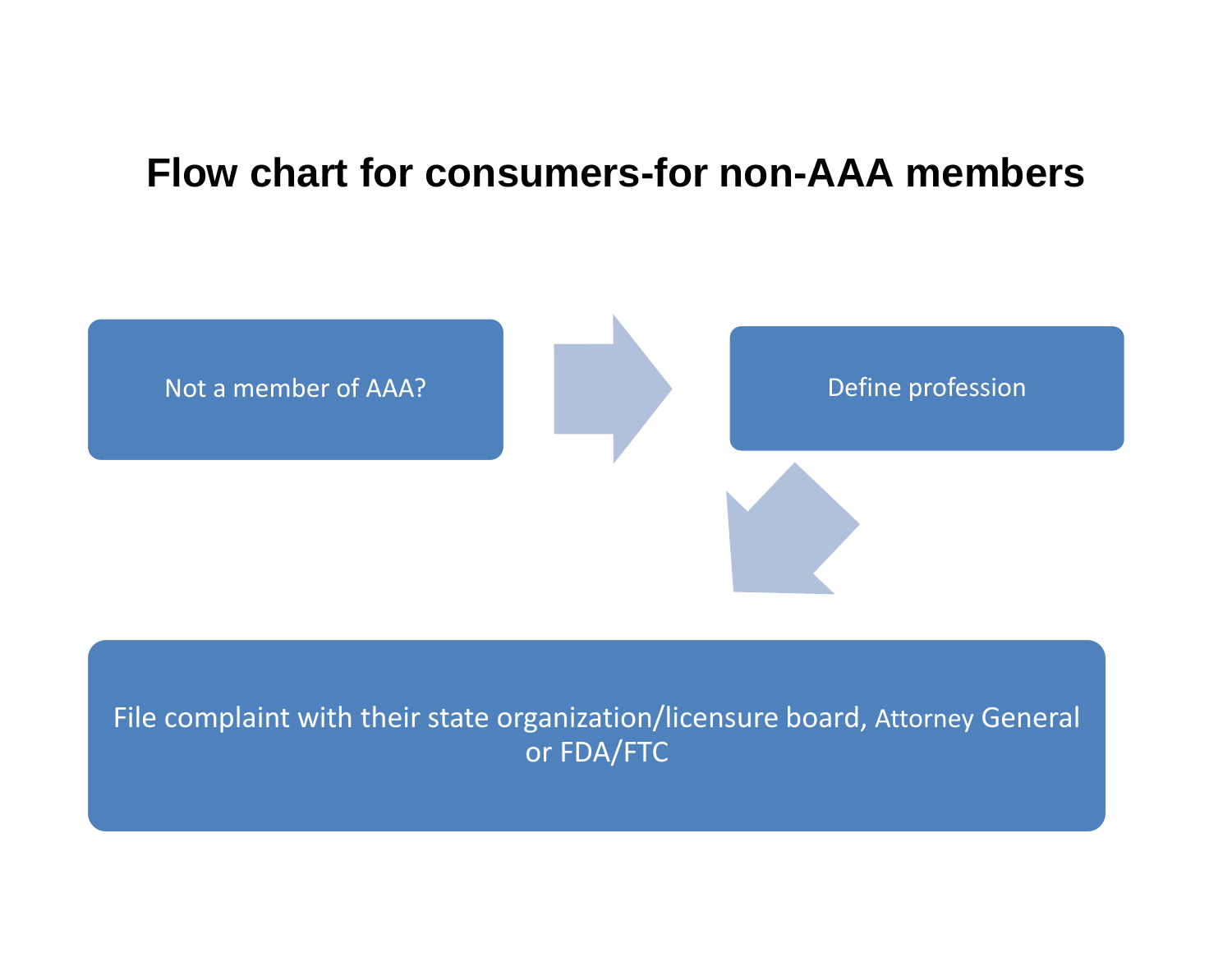# Flow chart for consumers-for non-AAA members

Not a member of AAA?

Define profession

File complaint with their state organization/licensure board, Attorney General or FDA/FTC